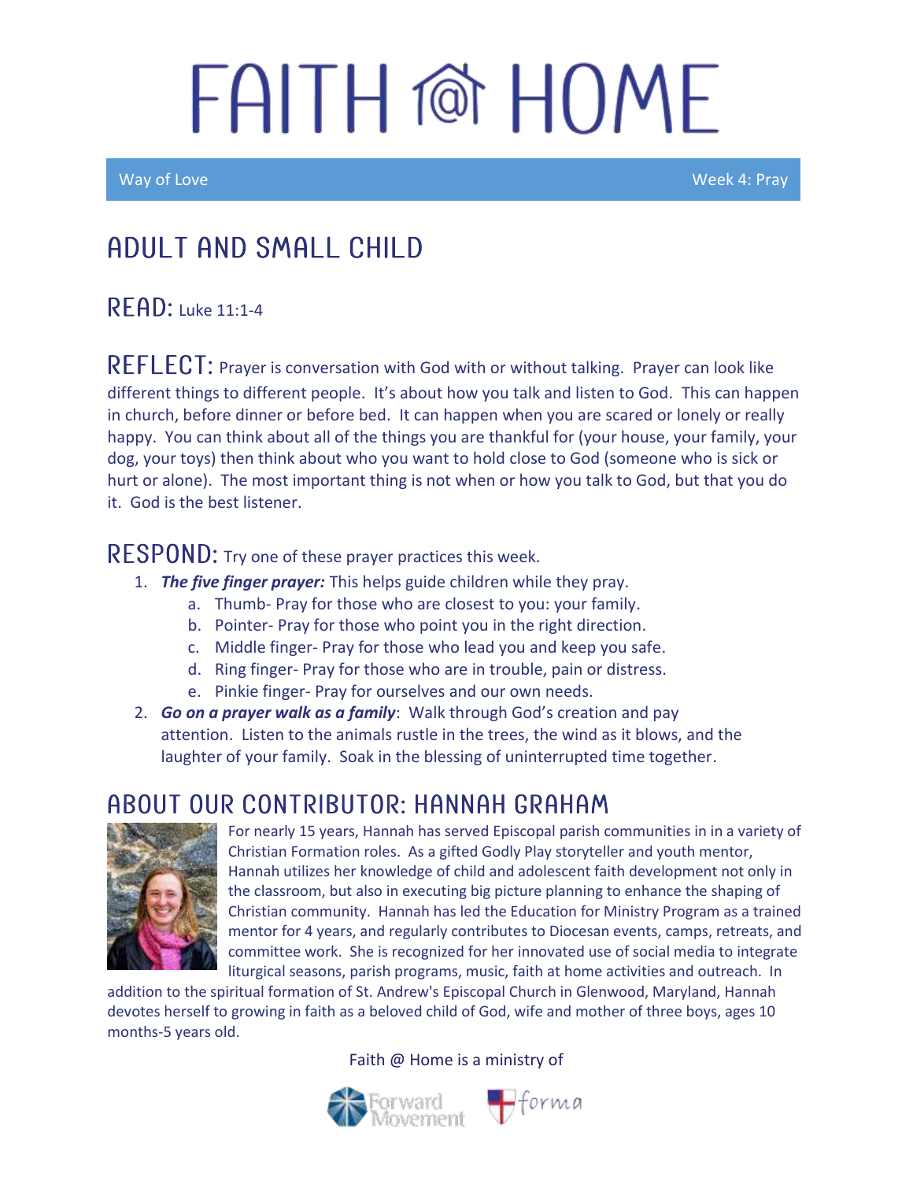# FAITH @ HOME

Way of Love — Week 4: Pray

## ADULT AND SMALL CHILD

**READ:** Luke 11:1-4

**REFLECT:** Prayer is conversation with God with or without talking. Prayer can look like different things to different people. It's about how you talk and listen to God. This can happen in church, before dinner or before bed. It can happen when you are scared or lonely or really happy. You can think about all of the things you are thankful for (your house, your family, your dog, your toys) then think about who you want to hold close to God (someone who is sick or hurt or alone). The most important thing is not when or how you talk to God, but that you do it. God is the best listener.

**RESPOND:** Try one of these prayer practices this week.

1. ***The five finger prayer:*** This helps guide children while they pray.
   a. Thumb- Pray for those who are closest to you: your family.
   b. Pointer- Pray for those who point you in the right direction.
   c. Middle finger- Pray for those who lead you and keep you safe.
   d. Ring finger- Pray for those who are in trouble, pain or distress.
   e. Pinkie finger- Pray for ourselves and our own needs.
2. ***Go on a prayer walk as a family***: Walk through God's creation and pay attention. Listen to the animals rustle in the trees, the wind as it blows, and the laughter of your family. Soak in the blessing of uninterrupted time together.

## ABOUT OUR CONTRIBUTOR: HANNAH GRAHAM

For nearly 15 years, Hannah has served Episcopal parish communities in in a variety of Christian Formation roles. As a gifted Godly Play storyteller and youth mentor, Hannah utilizes her knowledge of child and adolescent faith development not only in the classroom, but also in executing big picture planning to enhance the shaping of Christian community. Hannah has led the Education for Ministry Program as a trained mentor for 4 years, and regularly contributes to Diocesan events, camps, retreats, and committee work. She is recognized for her innovated use of social media to integrate liturgical seasons, parish programs, music, faith at home activities and outreach. In addition to the spiritual formation of St. Andrew's Episcopal Church in Glenwood, Maryland, Hannah devotes herself to growing in faith as a beloved child of God, wife and mother of three boys, ages 10 months-5 years old.

Faith @ Home is a ministry of Forward Movement and forma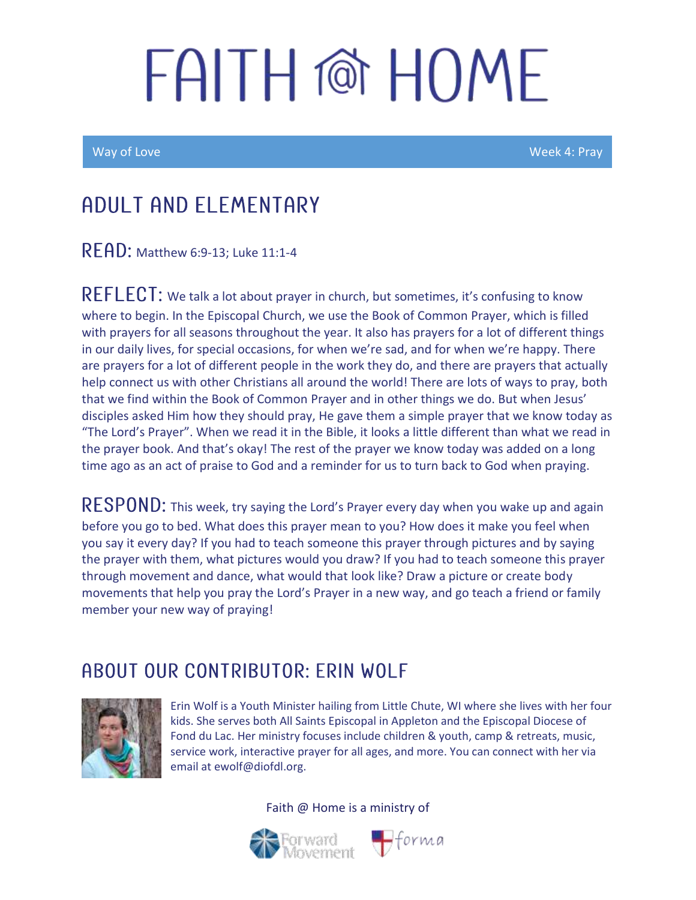# FAITH @ HOME

Way of Love — Week 4: Pray

## ADULT AND ELEMENTARY

**READ:** Matthew 6:9-13; Luke 11:1-4

**REFLECT:** We talk a lot about prayer in church, but sometimes, it's confusing to know where to begin. In the Episcopal Church, we use the Book of Common Prayer, which is filled with prayers for all seasons throughout the year. It also has prayers for a lot of different things in our daily lives, for special occasions, for when we're sad, and for when we're happy. There are prayers for a lot of different people in the work they do, and there are prayers that actually help connect us with other Christians all around the world! There are lots of ways to pray, both that we find within the Book of Common Prayer and in other things we do. But when Jesus' disciples asked Him how they should pray, He gave them a simple prayer that we know today as "The Lord's Prayer". When we read it in the Bible, it looks a little different than what we read in the prayer book. And that's okay! The rest of the prayer we know today was added on a long time ago as an act of praise to God and a reminder for us to turn back to God when praying.

**RESPOND:** This week, try saying the Lord's Prayer every day when you wake up and again before you go to bed. What does this prayer mean to you? How does it make you feel when you say it every day? If you had to teach someone this prayer through pictures and by saying the prayer with them, what pictures would you draw? If you had to teach someone this prayer through movement and dance, what would that look like? Draw a picture or create body movements that help you pray the Lord's Prayer in a new way, and go teach a friend or family member your new way of praying!

## ABOUT OUR CONTRIBUTOR: ERIN WOLF

Erin Wolf is a Youth Minister hailing from Little Chute, WI where she lives with her four kids. She serves both All Saints Episcopal in Appleton and the Episcopal Diocese of Fond du Lac. Her ministry focuses include children & youth, camp & retreats, music, service work, interactive prayer for all ages, and more. You can connect with her via email at ewolf@diofdl.org.

Faith @ Home is a ministry of Forward Movement and forma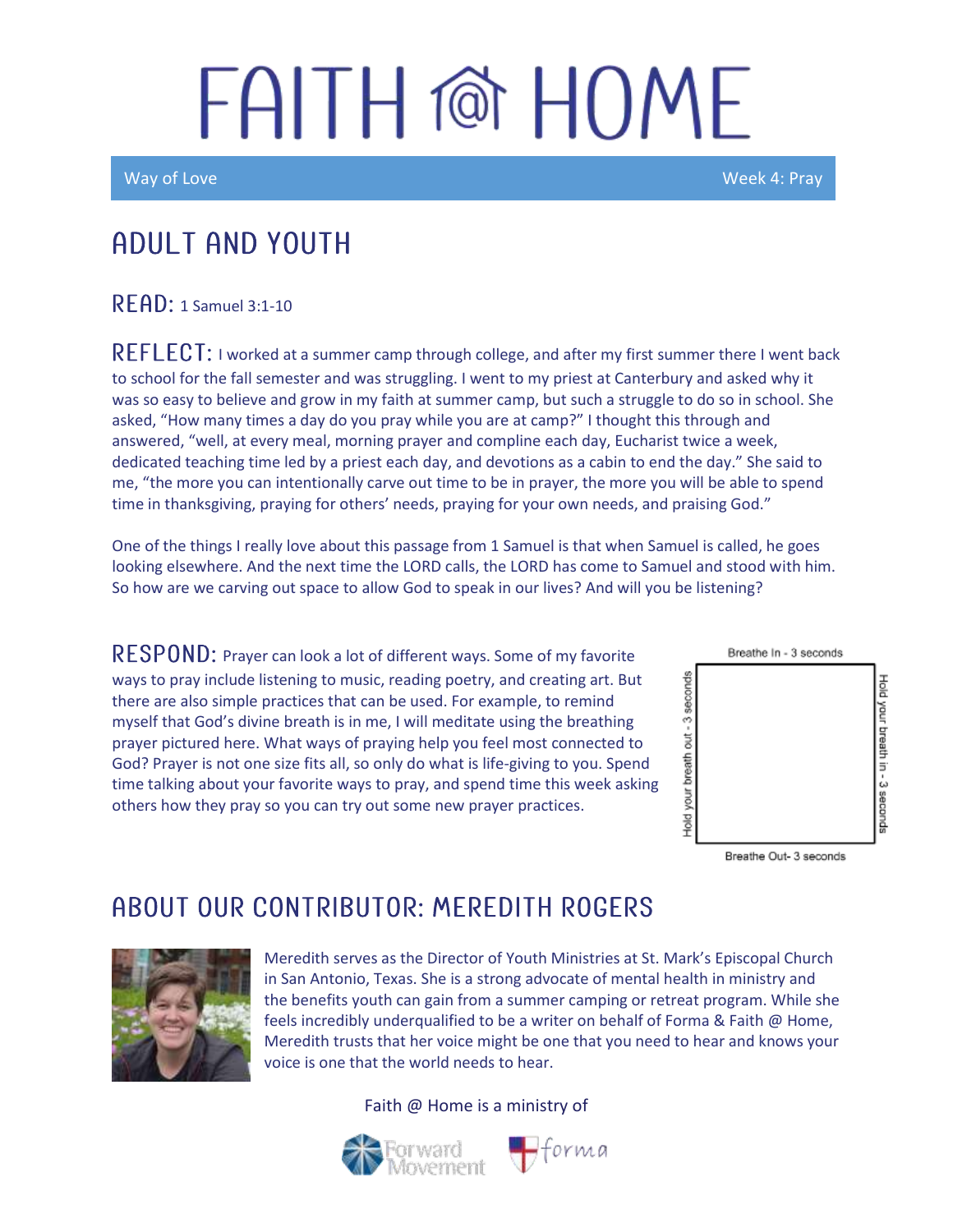# FAITH @ HOME

Way of Love — Week 4: Pray

## ADULT AND YOUTH

**READ:** 1 Samuel 3:1-10

**REFLECT:** I worked at a summer camp through college, and after my first summer there I went back to school for the fall semester and was struggling. I went to my priest at Canterbury and asked why it was so easy to believe and grow in my faith at summer camp, but such a struggle to do so in school. She asked, "How many times a day do you pray while you are at camp?" I thought this through and answered, "well, at every meal, morning prayer and compline each day, Eucharist twice a week, dedicated teaching time led by a priest each day, and devotions as a cabin to end the day." She said to me, "the more you can intentionally carve out time to be in prayer, the more you will be able to spend time in thanksgiving, praying for others' needs, praying for your own needs, and praising God."

One of the things I really love about this passage from 1 Samuel is that when Samuel is called, he goes looking elsewhere. And the next time the LORD calls, the LORD has come to Samuel and stood with him. So how are we carving out space to allow God to speak in our lives? And will you be listening?

**RESPOND:** Prayer can look a lot of different ways. Some of my favorite ways to pray include listening to music, reading poetry, and creating art. But there are also simple practices that can be used. For example, to remind myself that God's divine breath is in me, I will meditate using the breathing prayer pictured here. What ways of praying help you feel most connected to God? Prayer is not one size fits all, so only do what is life-giving to you. Spend time talking about your favorite ways to pray, and spend time this week asking others how they pray so you can try out some new prayer practices.

Breathe In - 3 seconds

Hold your breath in - 3 seconds

Breathe Out- 3 seconds

Hold your breath out - 3 seconds

## ABOUT OUR CONTRIBUTOR: MEREDITH ROGERS

Meredith serves as the Director of Youth Ministries at St. Mark's Episcopal Church in San Antonio, Texas. She is a strong advocate of mental health in ministry and the benefits youth can gain from a summer camping or retreat program. While she feels incredibly underqualified to be a writer on behalf of Forma & Faith @ Home, Meredith trusts that her voice might be one that you need to hear and knows your voice is one that the world needs to hear.

Faith @ Home is a ministry of Forward Movement and forma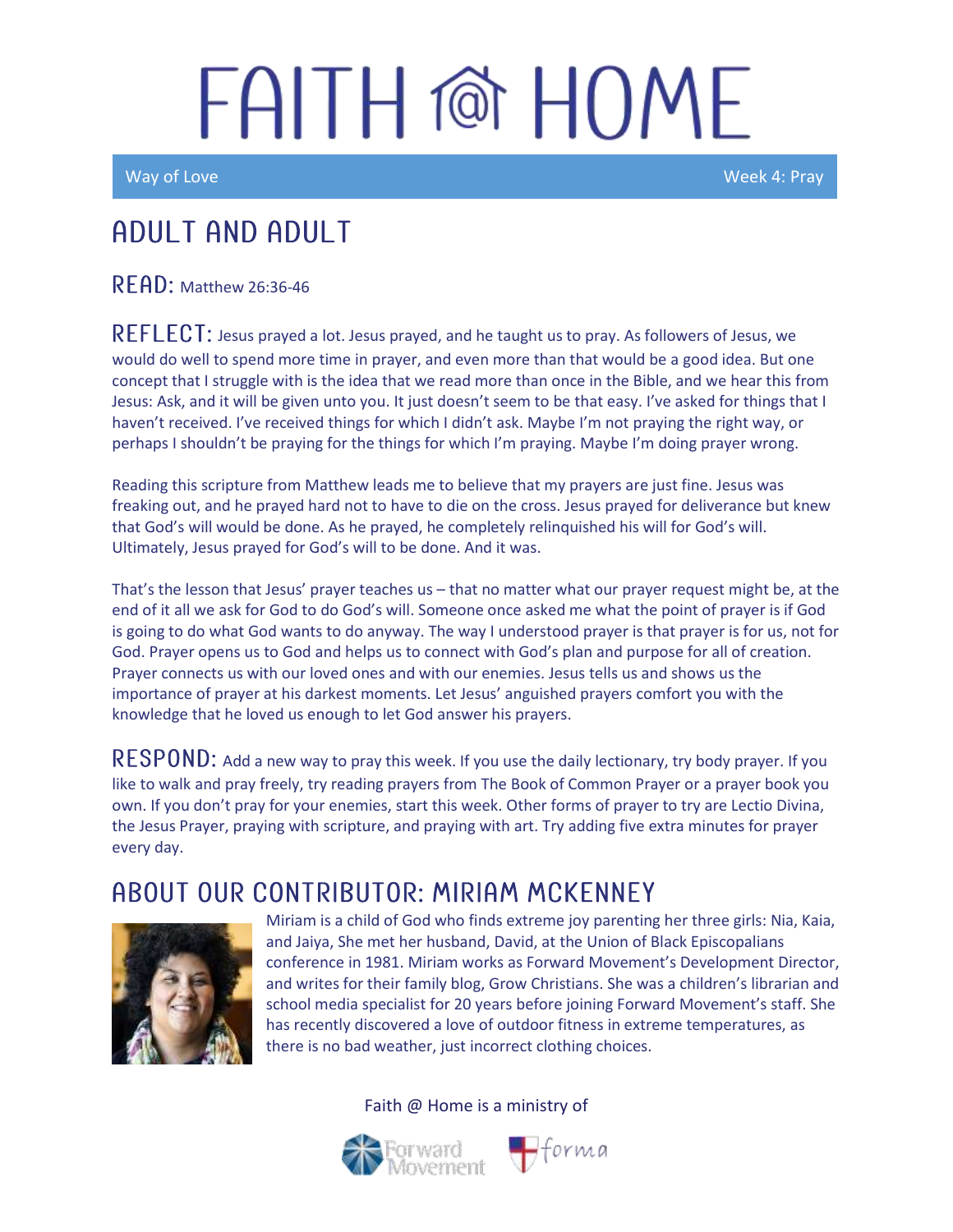# FAITH @ HOME

Way of Love | Week 4: Pray

## ADULT AND ADULT

**READ:** Matthew 26:36-46

**REFLECT:** Jesus prayed a lot. Jesus prayed, and he taught us to pray. As followers of Jesus, we would do well to spend more time in prayer, and even more than that would be a good idea. But one concept that I struggle with is the idea that we read more than once in the Bible, and we hear this from Jesus: Ask, and it will be given unto you. It just doesn't seem to be that easy. I've asked for things that I haven't received. I've received things for which I didn't ask. Maybe I'm not praying the right way, or perhaps I shouldn't be praying for the things for which I'm praying. Maybe I'm doing prayer wrong.

Reading this scripture from Matthew leads me to believe that my prayers are just fine. Jesus was freaking out, and he prayed hard not to have to die on the cross. Jesus prayed for deliverance but knew that God's will would be done. As he prayed, he completely relinquished his will for God's will. Ultimately, Jesus prayed for God's will to be done. And it was.

That's the lesson that Jesus' prayer teaches us – that no matter what our prayer request might be, at the end of it all we ask for God to do God's will. Someone once asked me what the point of prayer is if God is going to do what God wants to do anyway. The way I understood prayer is that prayer is for us, not for God. Prayer opens us to God and helps us to connect with God's plan and purpose for all of creation. Prayer connects us with our loved ones and with our enemies. Jesus tells us and shows us the importance of prayer at his darkest moments. Let Jesus' anguished prayers comfort you with the knowledge that he loved us enough to let God answer his prayers.

**RESPOND:** Add a new way to pray this week. If you use the daily lectionary, try body prayer. If you like to walk and pray freely, try reading prayers from The Book of Common Prayer or a prayer book you own. If you don't pray for your enemies, start this week. Other forms of prayer to try are Lectio Divina, the Jesus Prayer, praying with scripture, and praying with art. Try adding five extra minutes for prayer every day.

## ABOUT OUR CONTRIBUTOR: MIRIAM MCKENNEY

Miriam is a child of God who finds extreme joy parenting her three girls: Nia, Kaia, and Jaiya, She met her husband, David, at the Union of Black Episcopalians conference in 1981. Miriam works as Forward Movement's Development Director, and writes for their family blog, Grow Christians. She was a children's librarian and school media specialist for 20 years before joining Forward Movement's staff. She has recently discovered a love of outdoor fitness in extreme temperatures, as there is no bad weather, just incorrect clothing choices.

Faith @ Home is a ministry of

Forward Movement | forma